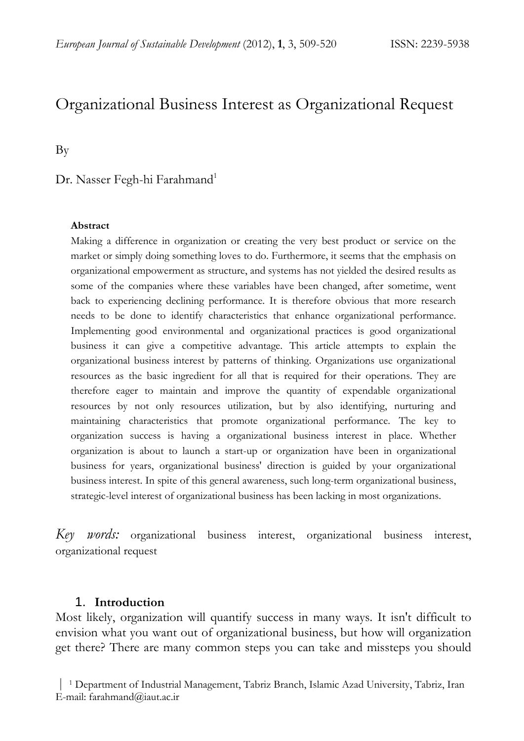# Organizational Business Interest as Organizational Request

By

Dr. Nasser Fegh-hi Farahmand[1]

**Abstract**

Making a difference in organization or creating the very best product or service on the market or simply doing something loves to do. Furthermore, it seems that the emphasis on organizational empowerment as structure, and systems has not yielded the desired results as some of the companies where these variables have been changed, after sometime, went back to experiencing declining performance. It is therefore obvious that more research needs to be done to identify characteristics that enhance organizational performance. Implementing good environmental and organizational practices is good organizational business it can give a competitive advantage. This article attempts to explain the organizational business interest by patterns of thinking. Organizations use organizational resources as the basic ingredient for all that is required for their operations. They are therefore eager to maintain and improve the quantity of expendable organizational resources by not only resources utilization, but by also identifying, nurturing and maintaining characteristics that promote organizational performance. The key to organization success is having a organizational business interest in place. Whether organization is about to launch a start-up or organization have been in organizational business for years, organizational business' direction is guided by your organizational business interest. In spite of this general awareness, such long-term organizational business, strategic-level interest of organizational business has been lacking in most organizations.

*Key words:* organizational business interest, organizational business interest, organizational request

## 1. Introduction

Most likely, organization will quantify success in many ways. It isn't difficult to envision what you want out of organizational business, but how will organization get there? There are many common steps you can take and missteps you should

[1] Department of Industrial Management, Tabriz Branch, Islamic Azad University, Tabriz, Iran
E-mail: farahmand@iaut.ac.ir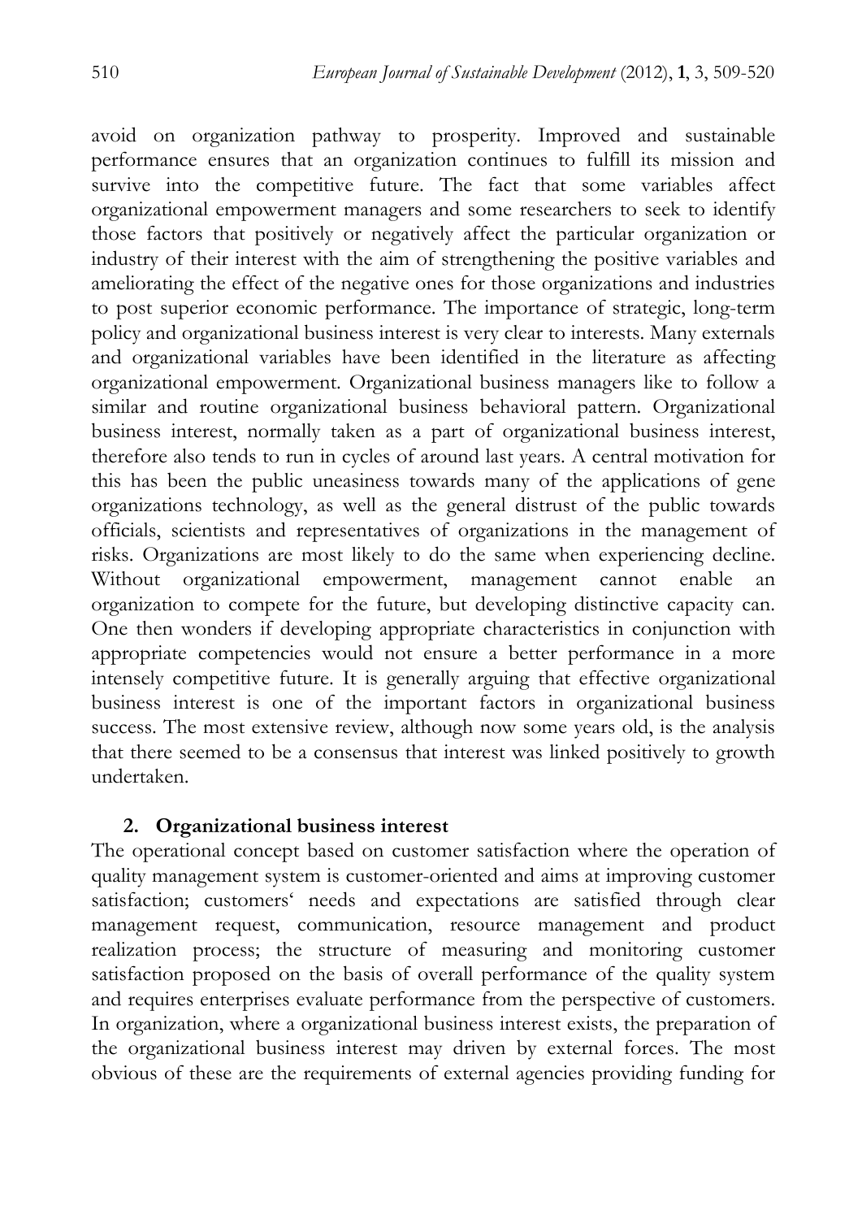avoid on organization pathway to prosperity. Improved and sustainable performance ensures that an organization continues to fulfill its mission and survive into the competitive future. The fact that some variables affect organizational empowerment managers and some researchers to seek to identify those factors that positively or negatively affect the particular organization or industry of their interest with the aim of strengthening the positive variables and ameliorating the effect of the negative ones for those organizations and industries to post superior economic performance. The importance of strategic, long-term policy and organizational business interest is very clear to interests. Many externals and organizational variables have been identified in the literature as affecting organizational empowerment. Organizational business managers like to follow a similar and routine organizational business behavioral pattern. Organizational business interest, normally taken as a part of organizational business interest, therefore also tends to run in cycles of around last years. A central motivation for this has been the public uneasiness towards many of the applications of gene organizations technology, as well as the general distrust of the public towards officials, scientists and representatives of organizations in the management of risks. Organizations are most likely to do the same when experiencing decline. Without organizational empowerment, management cannot enable an organization to compete for the future, but developing distinctive capacity can. One then wonders if developing appropriate characteristics in conjunction with appropriate competencies would not ensure a better performance in a more intensely competitive future. It is generally arguing that effective organizational business interest is one of the important factors in organizational business success. The most extensive review, although now some years old, is the analysis that there seemed to be a consensus that interest was linked positively to growth undertaken.

## 2. Organizational business interest

The operational concept based on customer satisfaction where the operation of quality management system is customer-oriented and aims at improving customer satisfaction; customers' needs and expectations are satisfied through clear management request, communication, resource management and product realization process; the structure of measuring and monitoring customer satisfaction proposed on the basis of overall performance of the quality system and requires enterprises evaluate performance from the perspective of customers. In organization, where a organizational business interest exists, the preparation of the organizational business interest may driven by external forces. The most obvious of these are the requirements of external agencies providing funding for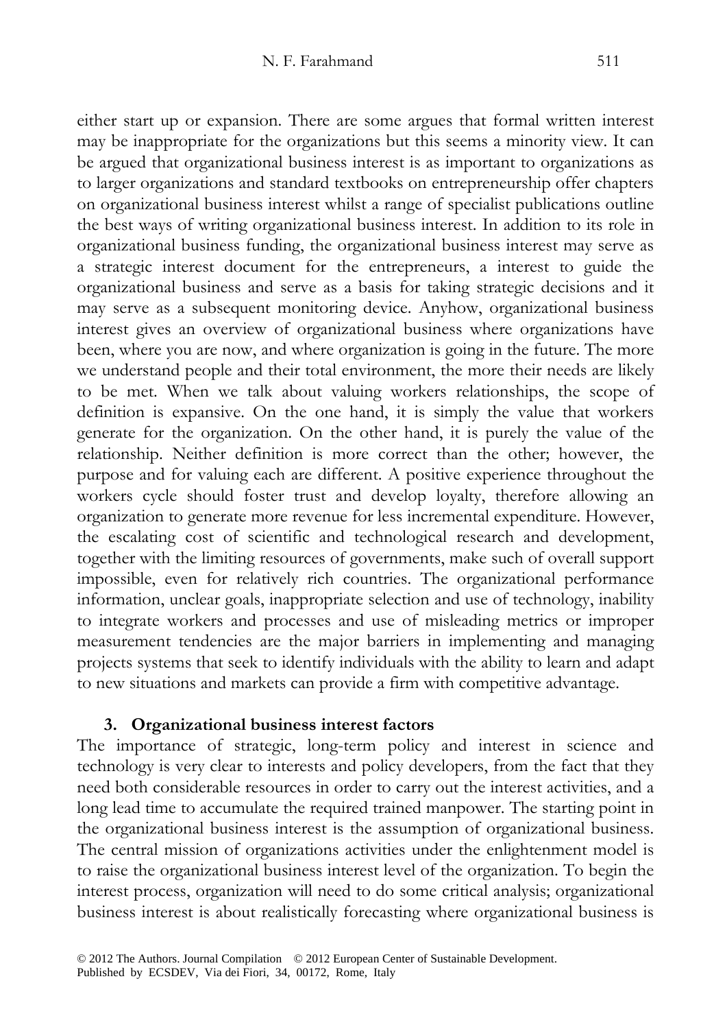either start up or expansion. There are some argues that formal written interest may be inappropriate for the organizations but this seems a minority view. It can be argued that organizational business interest is as important to organizations as to larger organizations and standard textbooks on entrepreneurship offer chapters on organizational business interest whilst a range of specialist publications outline the best ways of writing organizational business interest. In addition to its role in organizational business funding, the organizational business interest may serve as a strategic interest document for the entrepreneurs, a interest to guide the organizational business and serve as a basis for taking strategic decisions and it may serve as a subsequent monitoring device. Anyhow, organizational business interest gives an overview of organizational business where organizations have been, where you are now, and where organization is going in the future. The more we understand people and their total environment, the more their needs are likely to be met. When we talk about valuing workers relationships, the scope of definition is expansive. On the one hand, it is simply the value that workers generate for the organization. On the other hand, it is purely the value of the relationship. Neither definition is more correct than the other; however, the purpose and for valuing each are different. A positive experience throughout the workers cycle should foster trust and develop loyalty, therefore allowing an organization to generate more revenue for less incremental expenditure. However, the escalating cost of scientific and technological research and development, together with the limiting resources of governments, make such of overall support impossible, even for relatively rich countries. The organizational performance information, unclear goals, inappropriate selection and use of technology, inability to integrate workers and processes and use of misleading metrics or improper measurement tendencies are the major barriers in implementing and managing projects systems that seek to identify individuals with the ability to learn and adapt to new situations and markets can provide a firm with competitive advantage.

## 3. Organizational business interest factors

The importance of strategic, long-term policy and interest in science and technology is very clear to interests and policy developers, from the fact that they need both considerable resources in order to carry out the interest activities, and a long lead time to accumulate the required trained manpower. The starting point in the organizational business interest is the assumption of organizational business. The central mission of organizations activities under the enlightenment model is to raise the organizational business interest level of the organization. To begin the interest process, organization will need to do some critical analysis; organizational business interest is about realistically forecasting where organizational business is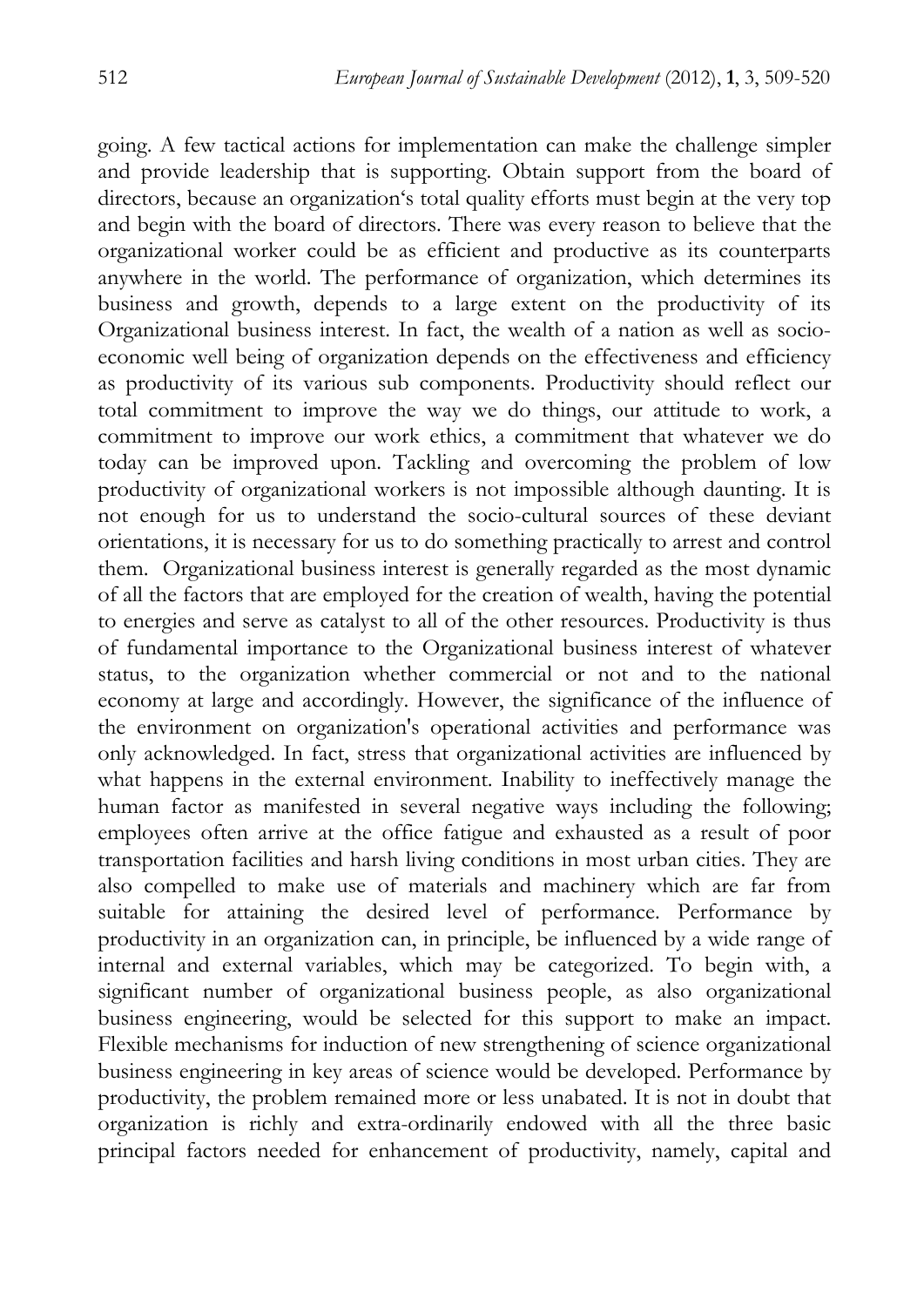going. A few tactical actions for implementation can make the challenge simpler and provide leadership that is supporting. Obtain support from the board of directors, because an organization's total quality efforts must begin at the very top and begin with the board of directors. There was every reason to believe that the organizational worker could be as efficient and productive as its counterparts anywhere in the world. The performance of organization, which determines its business and growth, depends to a large extent on the productivity of its Organizational business interest. In fact, the wealth of a nation as well as socio-economic well being of organization depends on the effectiveness and efficiency as productivity of its various sub components. Productivity should reflect our total commitment to improve the way we do things, our attitude to work, a commitment to improve our work ethics, a commitment that whatever we do today can be improved upon. Tackling and overcoming the problem of low productivity of organizational workers is not impossible although daunting. It is not enough for us to understand the socio-cultural sources of these deviant orientations, it is necessary for us to do something practically to arrest and control them. Organizational business interest is generally regarded as the most dynamic of all the factors that are employed for the creation of wealth, having the potential to energies and serve as catalyst to all of the other resources. Productivity is thus of fundamental importance to the Organizational business interest of whatever status, to the organization whether commercial or not and to the national economy at large and accordingly. However, the significance of the influence of the environment on organization's operational activities and performance was only acknowledged. In fact, stress that organizational activities are influenced by what happens in the external environment. Inability to ineffectively manage the human factor as manifested in several negative ways including the following; employees often arrive at the office fatigue and exhausted as a result of poor transportation facilities and harsh living conditions in most urban cities. They are also compelled to make use of materials and machinery which are far from suitable for attaining the desired level of performance. Performance by productivity in an organization can, in principle, be influenced by a wide range of internal and external variables, which may be categorized. To begin with, a significant number of organizational business people, as also organizational business engineering, would be selected for this support to make an impact. Flexible mechanisms for induction of new strengthening of science organizational business engineering in key areas of science would be developed. Performance by productivity, the problem remained more or less unabated. It is not in doubt that organization is richly and extra-ordinarily endowed with all the three basic principal factors needed for enhancement of productivity, namely, capital and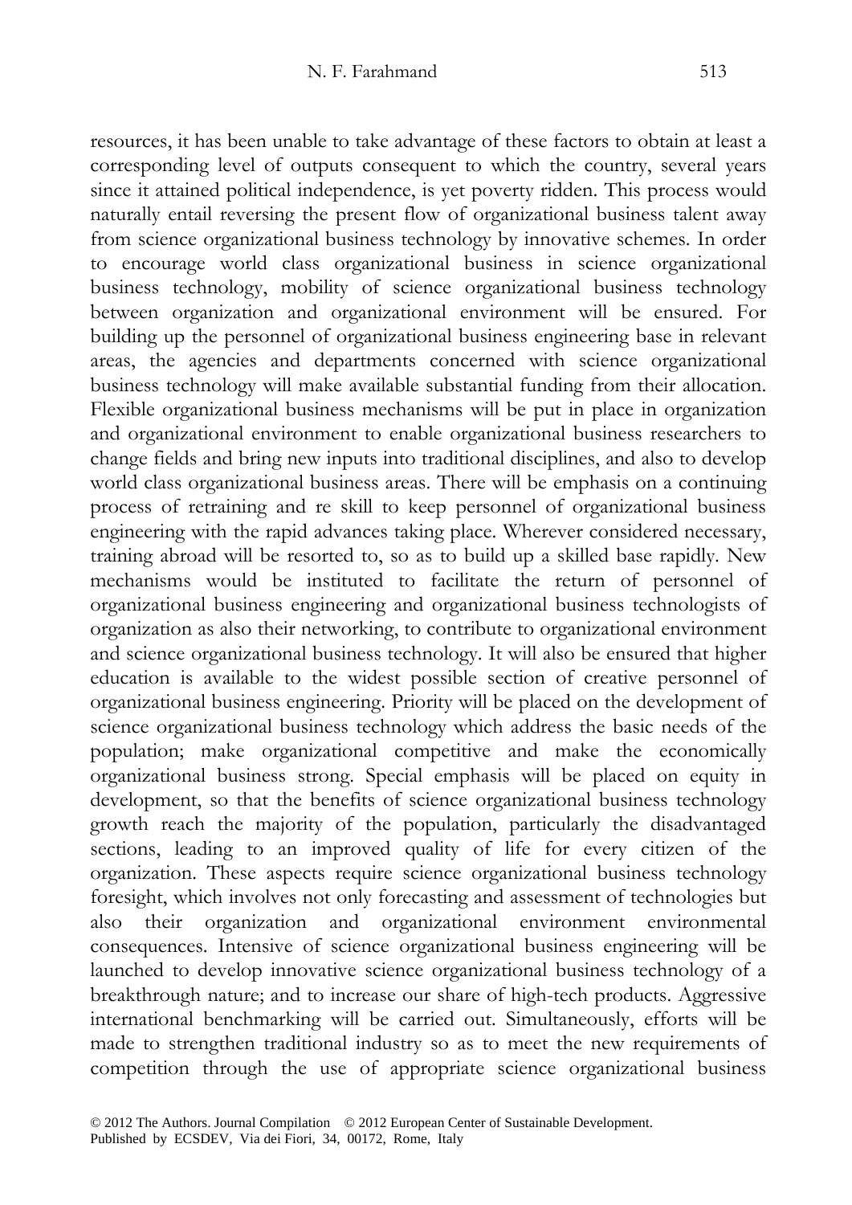resources, it has been unable to take advantage of these factors to obtain at least a corresponding level of outputs consequent to which the country, several years since it attained political independence, is yet poverty ridden. This process would naturally entail reversing the present flow of organizational business talent away from science organizational business technology by innovative schemes. In order to encourage world class organizational business in science organizational business technology, mobility of science organizational business technology between organization and organizational environment will be ensured. For building up the personnel of organizational business engineering base in relevant areas, the agencies and departments concerned with science organizational business technology will make available substantial funding from their allocation. Flexible organizational business mechanisms will be put in place in organization and organizational environment to enable organizational business researchers to change fields and bring new inputs into traditional disciplines, and also to develop world class organizational business areas. There will be emphasis on a continuing process of retraining and re skill to keep personnel of organizational business engineering with the rapid advances taking place. Wherever considered necessary, training abroad will be resorted to, so as to build up a skilled base rapidly. New mechanisms would be instituted to facilitate the return of personnel of organizational business engineering and organizational business technologists of organization as also their networking, to contribute to organizational environment and science organizational business technology. It will also be ensured that higher education is available to the widest possible section of creative personnel of organizational business engineering. Priority will be placed on the development of science organizational business technology which address the basic needs of the population; make organizational competitive and make the economically organizational business strong. Special emphasis will be placed on equity in development, so that the benefits of science organizational business technology growth reach the majority of the population, particularly the disadvantaged sections, leading to an improved quality of life for every citizen of the organization. These aspects require science organizational business technology foresight, which involves not only forecasting and assessment of technologies but also their organization and organizational environment environmental consequences. Intensive of science organizational business engineering will be launched to develop innovative science organizational business technology of a breakthrough nature; and to increase our share of high-tech products. Aggressive international benchmarking will be carried out. Simultaneously, efforts will be made to strengthen traditional industry so as to meet the new requirements of competition through the use of appropriate science organizational business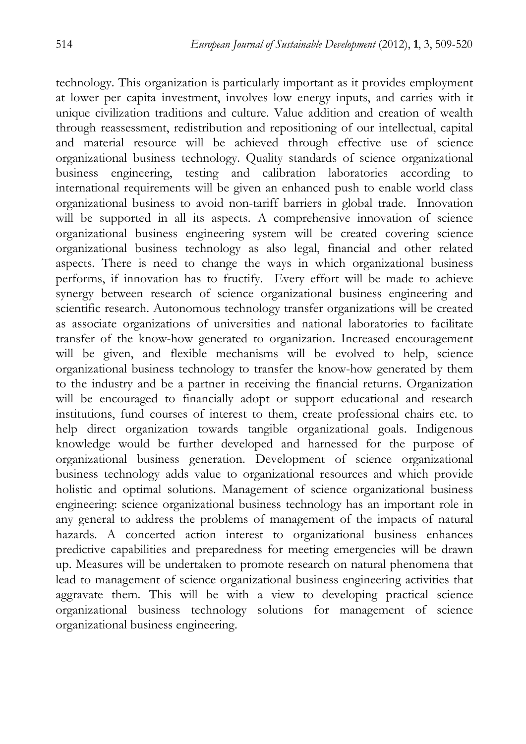technology. This organization is particularly important as it provides employment at lower per capita investment, involves low energy inputs, and carries with it unique civilization traditions and culture. Value addition and creation of wealth through reassessment, redistribution and repositioning of our intellectual, capital and material resource will be achieved through effective use of science organizational business technology. Quality standards of science organizational business engineering, testing and calibration laboratories according to international requirements will be given an enhanced push to enable world class organizational business to avoid non-tariff barriers in global trade. Innovation will be supported in all its aspects. A comprehensive innovation of science organizational business engineering system will be created covering science organizational business technology as also legal, financial and other related aspects. There is need to change the ways in which organizational business performs, if innovation has to fructify. Every effort will be made to achieve synergy between research of science organizational business engineering and scientific research. Autonomous technology transfer organizations will be created as associate organizations of universities and national laboratories to facilitate transfer of the know-how generated to organization. Increased encouragement will be given, and flexible mechanisms will be evolved to help, science organizational business technology to transfer the know-how generated by them to the industry and be a partner in receiving the financial returns. Organization will be encouraged to financially adopt or support educational and research institutions, fund courses of interest to them, create professional chairs etc. to help direct organization towards tangible organizational goals. Indigenous knowledge would be further developed and harnessed for the purpose of organizational business generation. Development of science organizational business technology adds value to organizational resources and which provide holistic and optimal solutions. Management of science organizational business engineering: science organizational business technology has an important role in any general to address the problems of management of the impacts of natural hazards. A concerted action interest to organizational business enhances predictive capabilities and preparedness for meeting emergencies will be drawn up. Measures will be undertaken to promote research on natural phenomena that lead to management of science organizational business engineering activities that aggravate them. This will be with a view to developing practical science organizational business technology solutions for management of science organizational business engineering.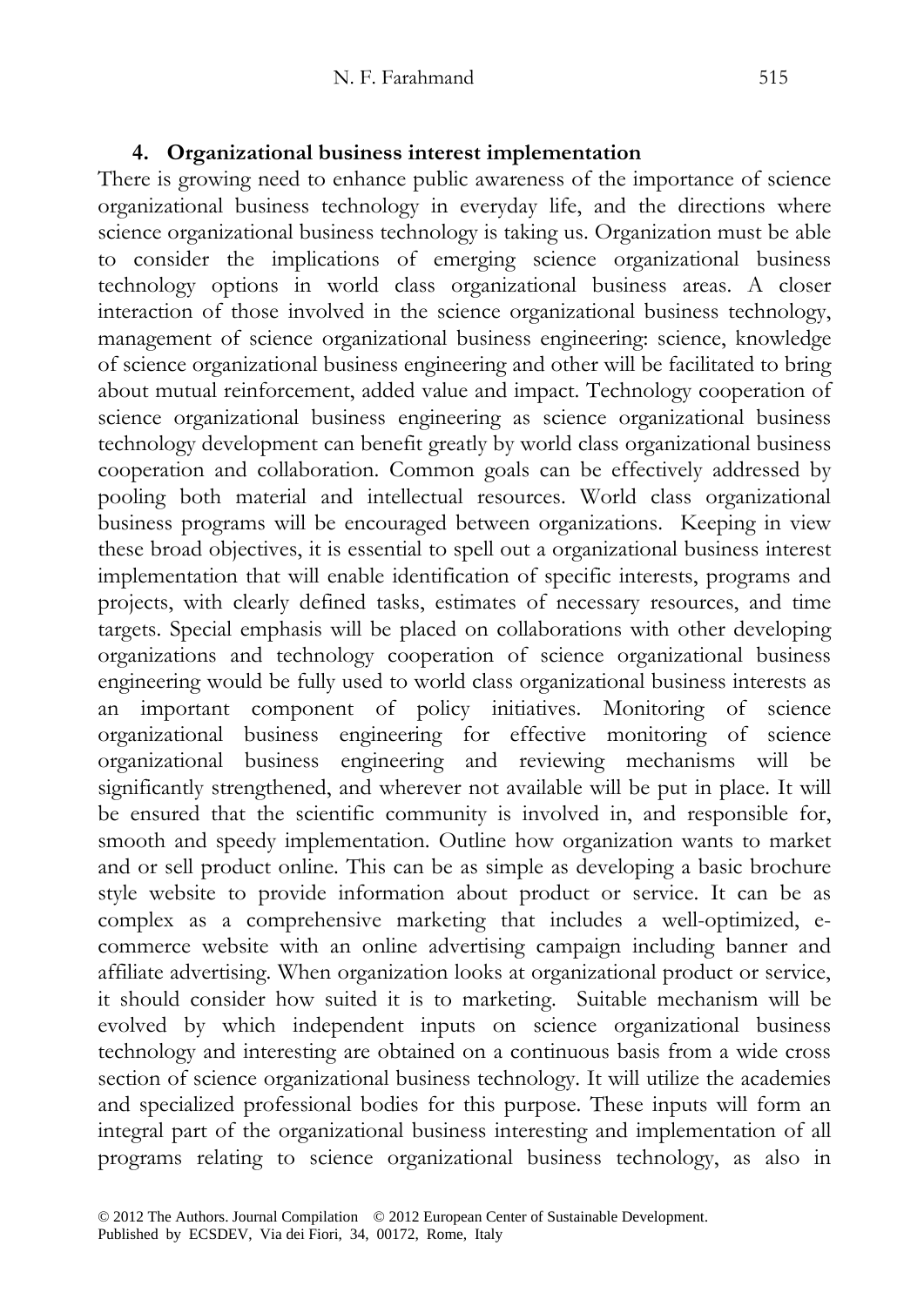## 4. Organizational business interest implementation

There is growing need to enhance public awareness of the importance of science organizational business technology in everyday life, and the directions where science organizational business technology is taking us. Organization must be able to consider the implications of emerging science organizational business technology options in world class organizational business areas. A closer interaction of those involved in the science organizational business technology, management of science organizational business engineering: science, knowledge of science organizational business engineering and other will be facilitated to bring about mutual reinforcement, added value and impact. Technology cooperation of science organizational business engineering as science organizational business technology development can benefit greatly by world class organizational business cooperation and collaboration. Common goals can be effectively addressed by pooling both material and intellectual resources. World class organizational business programs will be encouraged between organizations. Keeping in view these broad objectives, it is essential to spell out a organizational business interest implementation that will enable identification of specific interests, programs and projects, with clearly defined tasks, estimates of necessary resources, and time targets. Special emphasis will be placed on collaborations with other developing organizations and technology cooperation of science organizational business engineering would be fully used to world class organizational business interests as an important component of policy initiatives. Monitoring of science organizational business engineering for effective monitoring of science organizational business engineering and reviewing mechanisms will be significantly strengthened, and wherever not available will be put in place. It will be ensured that the scientific community is involved in, and responsible for, smooth and speedy implementation. Outline how organization wants to market and or sell product online. This can be as simple as developing a basic brochure style website to provide information about product or service. It can be as complex as a comprehensive marketing that includes a well-optimized, e-commerce website with an online advertising campaign including banner and affiliate advertising. When organization looks at organizational product or service, it should consider how suited it is to marketing. Suitable mechanism will be evolved by which independent inputs on science organizational business technology and interesting are obtained on a continuous basis from a wide cross section of science organizational business technology. It will utilize the academies and specialized professional bodies for this purpose. These inputs will form an integral part of the organizational business interesting and implementation of all programs relating to science organizational business technology, as also in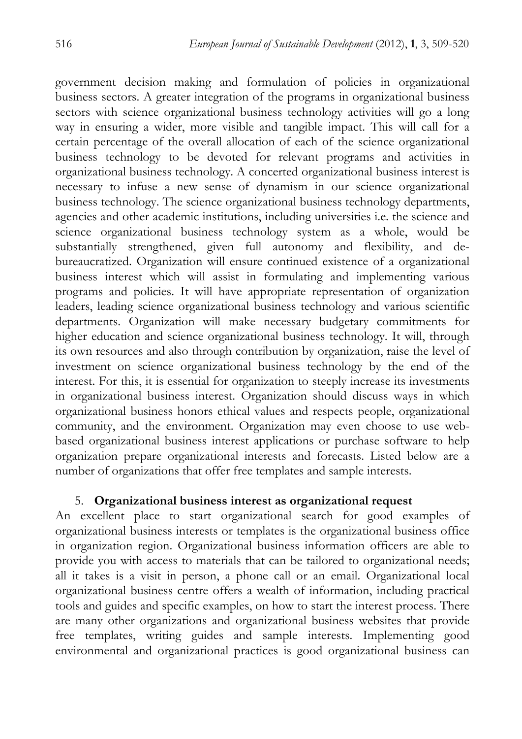government decision making and formulation of policies in organizational business sectors. A greater integration of the programs in organizational business sectors with science organizational business technology activities will go a long way in ensuring a wider, more visible and tangible impact. This will call for a certain percentage of the overall allocation of each of the science organizational business technology to be devoted for relevant programs and activities in organizational business technology. A concerted organizational business interest is necessary to infuse a new sense of dynamism in our science organizational business technology. The science organizational business technology departments, agencies and other academic institutions, including universities i.e. the science and science organizational business technology system as a whole, would be substantially strengthened, given full autonomy and flexibility, and de-bureaucratized. Organization will ensure continued existence of a organizational business interest which will assist in formulating and implementing various programs and policies. It will have appropriate representation of organization leaders, leading science organizational business technology and various scientific departments. Organization will make necessary budgetary commitments for higher education and science organizational business technology. It will, through its own resources and also through contribution by organization, raise the level of investment on science organizational business technology by the end of the interest. For this, it is essential for organization to steeply increase its investments in organizational business interest. Organization should discuss ways in which organizational business honors ethical values and respects people, organizational community, and the environment. Organization may even choose to use web-based organizational business interest applications or purchase software to help organization prepare organizational interests and forecasts. Listed below are a number of organizations that offer free templates and sample interests.

## 5. Organizational business interest as organizational request

An excellent place to start organizational search for good examples of organizational business interests or templates is the organizational business office in organization region. Organizational business information officers are able to provide you with access to materials that can be tailored to organizational needs; all it takes is a visit in person, a phone call or an email. Organizational local organizational business centre offers a wealth of information, including practical tools and guides and specific examples, on how to start the interest process. There are many other organizations and organizational business websites that provide free templates, writing guides and sample interests. Implementing good environmental and organizational practices is good organizational business can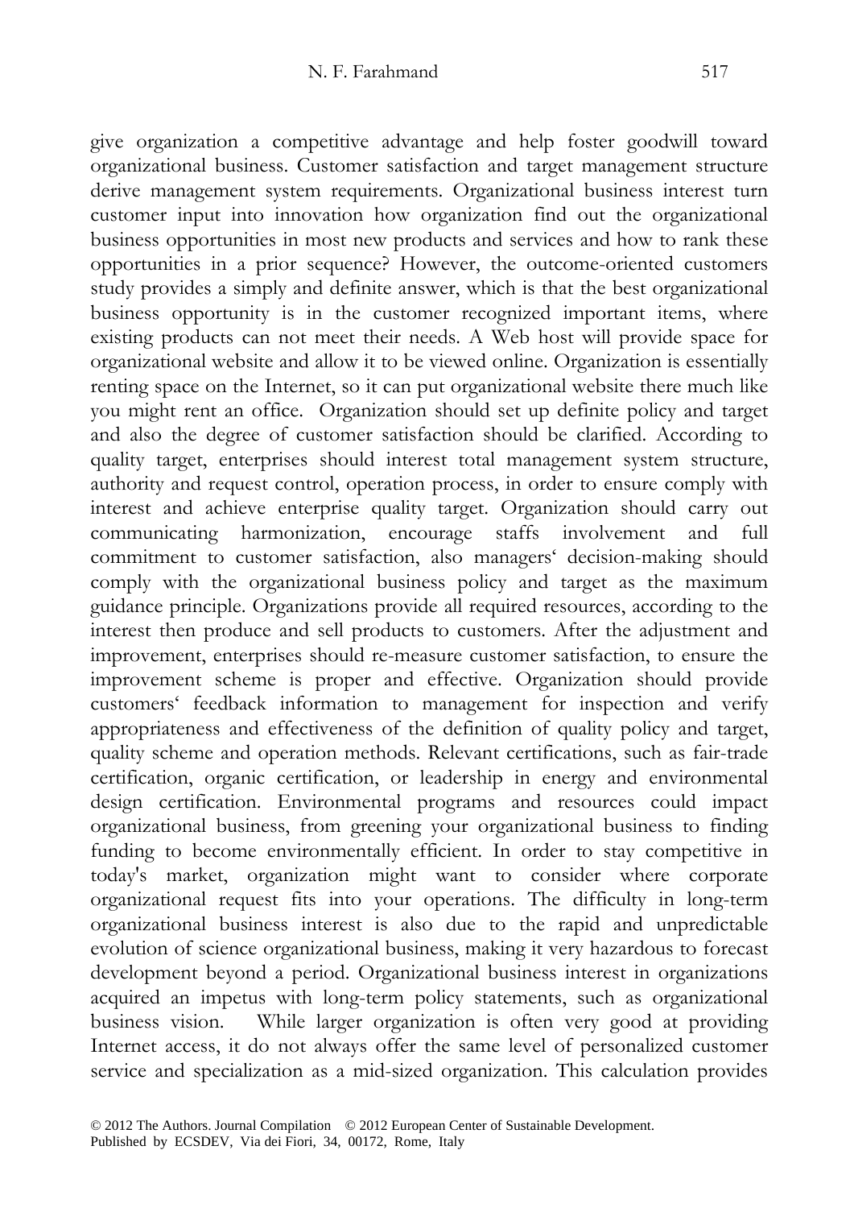give organization a competitive advantage and help foster goodwill toward organizational business. Customer satisfaction and target management structure derive management system requirements. Organizational business interest turn customer input into innovation how organization find out the organizational business opportunities in most new products and services and how to rank these opportunities in a prior sequence? However, the outcome-oriented customers study provides a simply and definite answer, which is that the best organizational business opportunity is in the customer recognized important items, where existing products can not meet their needs. A Web host will provide space for organizational website and allow it to be viewed online. Organization is essentially renting space on the Internet, so it can put organizational website there much like you might rent an office. Organization should set up definite policy and target and also the degree of customer satisfaction should be clarified. According to quality target, enterprises should interest total management system structure, authority and request control, operation process, in order to ensure comply with interest and achieve enterprise quality target. Organization should carry out communicating harmonization, encourage staffs involvement and full commitment to customer satisfaction, also managers' decision-making should comply with the organizational business policy and target as the maximum guidance principle. Organizations provide all required resources, according to the interest then produce and sell products to customers. After the adjustment and improvement, enterprises should re-measure customer satisfaction, to ensure the improvement scheme is proper and effective. Organization should provide customers' feedback information to management for inspection and verify appropriateness and effectiveness of the definition of quality policy and target, quality scheme and operation methods. Relevant certifications, such as fair-trade certification, organic certification, or leadership in energy and environmental design certification. Environmental programs and resources could impact organizational business, from greening your organizational business to finding funding to become environmentally efficient. In order to stay competitive in today's market, organization might want to consider where corporate organizational request fits into your operations. The difficulty in long-term organizational business interest is also due to the rapid and unpredictable evolution of science organizational business, making it very hazardous to forecast development beyond a period. Organizational business interest in organizations acquired an impetus with long-term policy statements, such as organizational business vision. While larger organization is often very good at providing Internet access, it do not always offer the same level of personalized customer service and specialization as a mid-sized organization. This calculation provides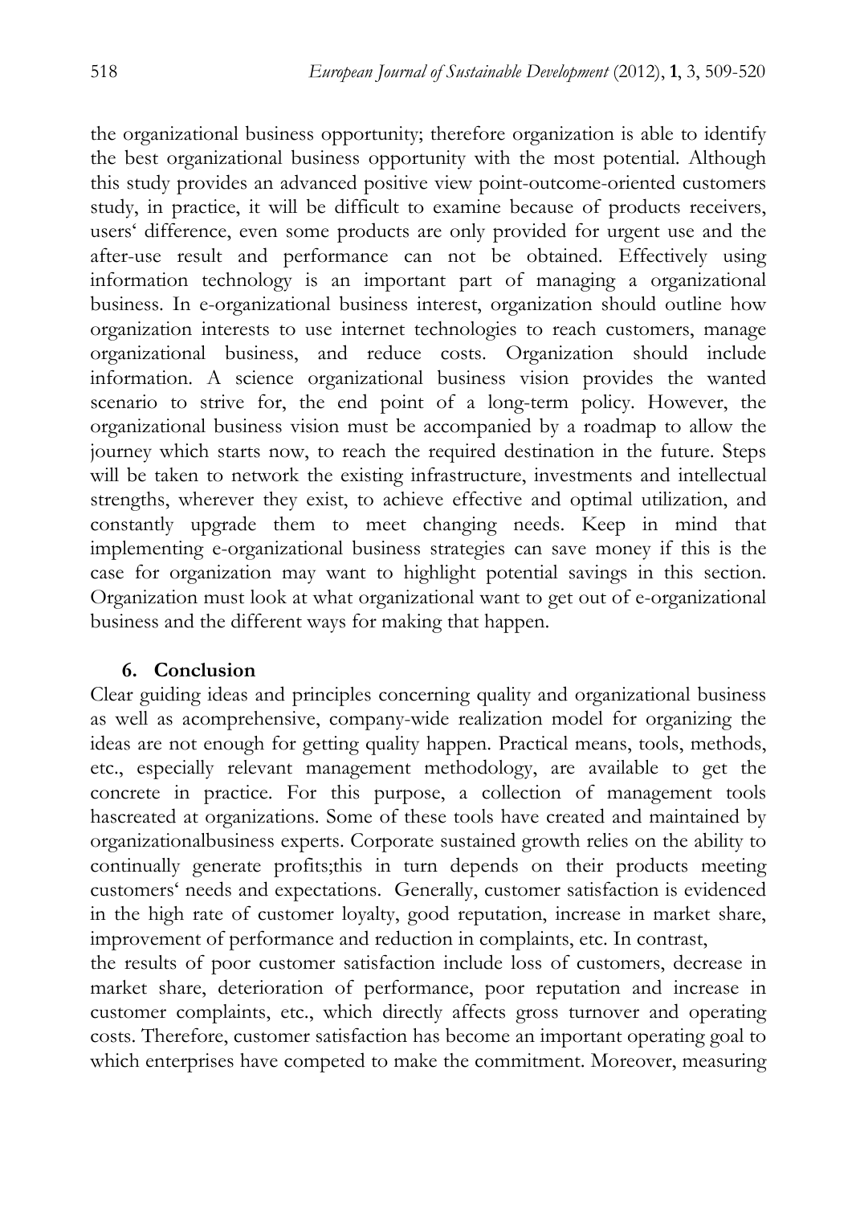the organizational business opportunity; therefore organization is able to identify the best organizational business opportunity with the most potential. Although this study provides an advanced positive view point-outcome-oriented customers study, in practice, it will be difficult to examine because of products receivers, users' difference, even some products are only provided for urgent use and the after-use result and performance can not be obtained. Effectively using information technology is an important part of managing a organizational business. In e-organizational business interest, organization should outline how organization interests to use internet technologies to reach customers, manage organizational business, and reduce costs. Organization should include information. A science organizational business vision provides the wanted scenario to strive for, the end point of a long-term policy. However, the organizational business vision must be accompanied by a roadmap to allow the journey which starts now, to reach the required destination in the future. Steps will be taken to network the existing infrastructure, investments and intellectual strengths, wherever they exist, to achieve effective and optimal utilization, and constantly upgrade them to meet changing needs. Keep in mind that implementing e-organizational business strategies can save money if this is the case for organization may want to highlight potential savings in this section. Organization must look at what organizational want to get out of e-organizational business and the different ways for making that happen.

## 6. Conclusion

Clear guiding ideas and principles concerning quality and organizational business as well as acomprehensive, company-wide realization model for organizing the ideas are not enough for getting quality happen. Practical means, tools, methods, etc., especially relevant management methodology, are available to get the concrete in practice. For this purpose, a collection of management tools hascreated at organizations. Some of these tools have created and maintained by organizationalbusiness experts. Corporate sustained growth relies on the ability to continually generate profits;this in turn depends on their products meeting customers' needs and expectations. Generally, customer satisfaction is evidenced in the high rate of customer loyalty, good reputation, increase in market share, improvement of performance and reduction in complaints, etc. In contrast, the results of poor customer satisfaction include loss of customers, decrease in market share, deterioration of performance, poor reputation and increase in customer complaints, etc., which directly affects gross turnover and operating costs. Therefore, customer satisfaction has become an important operating goal to which enterprises have competed to make the commitment. Moreover, measuring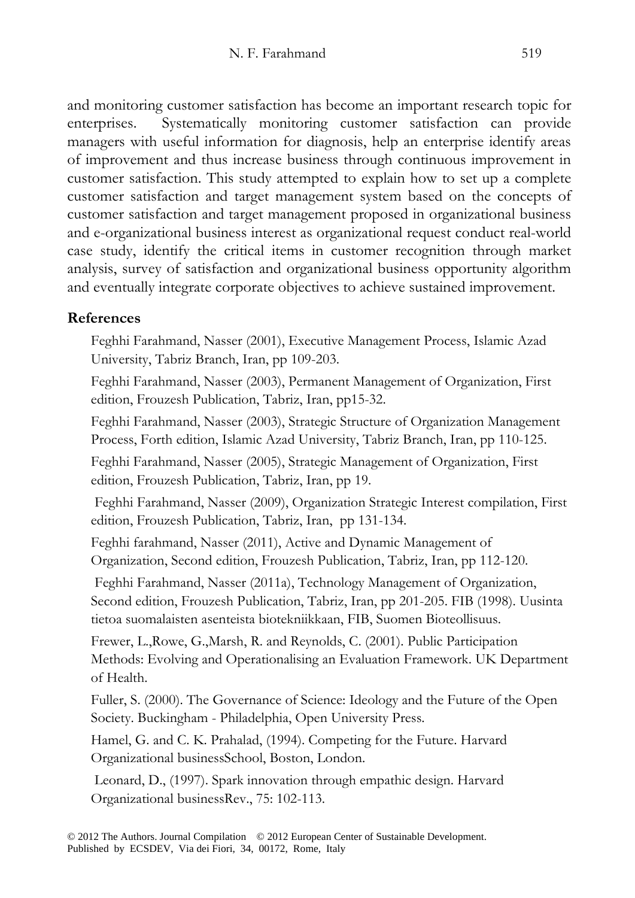and monitoring customer satisfaction has become an important research topic for enterprises. Systematically monitoring customer satisfaction can provide managers with useful information for diagnosis, help an enterprise identify areas of improvement and thus increase business through continuous improvement in customer satisfaction. This study attempted to explain how to set up a complete customer satisfaction and target management system based on the concepts of customer satisfaction and target management proposed in organizational business and e-organizational business interest as organizational request conduct real-world case study, identify the critical items in customer recognition through market analysis, survey of satisfaction and organizational business opportunity algorithm and eventually integrate corporate objectives to achieve sustained improvement.

## References

Feghhi Farahmand, Nasser (2001), Executive Management Process, Islamic Azad University, Tabriz Branch, Iran, pp 109-203.

Feghhi Farahmand, Nasser (2003), Permanent Management of Organization, First edition, Frouzesh Publication, Tabriz, Iran, pp15-32.

Feghhi Farahmand, Nasser (2003), Strategic Structure of Organization Management Process, Forth edition, Islamic Azad University, Tabriz Branch, Iran, pp 110-125.

Feghhi Farahmand, Nasser (2005), Strategic Management of Organization, First edition, Frouzesh Publication, Tabriz, Iran, pp 19.

Feghhi Farahmand, Nasser (2009), Organization Strategic Interest compilation, First edition, Frouzesh Publication, Tabriz, Iran, pp 131-134.

Feghhi farahmand, Nasser (2011), Active and Dynamic Management of Organization, Second edition, Frouzesh Publication, Tabriz, Iran, pp 112-120.

Feghhi Farahmand, Nasser (2011a), Technology Management of Organization, Second edition, Frouzesh Publication, Tabriz, Iran, pp 201-205. FIB (1998). Uusinta tietoa suomalaisten asenteista biotekniikkaan, FIB, Suomen Bioteollisuus.

Frewer, L.,Rowe, G.,Marsh, R. and Reynolds, C. (2001). Public Participation Methods: Evolving and Operationalising an Evaluation Framework. UK Department of Health.

Fuller, S. (2000). The Governance of Science: Ideology and the Future of the Open Society. Buckingham - Philadelphia, Open University Press.

Hamel, G. and C. K. Prahalad, (1994). Competing for the Future. Harvard Organizational businessSchool, Boston, London.

Leonard, D., (1997). Spark innovation through empathic design. Harvard Organizational businessRev., 75: 102-113.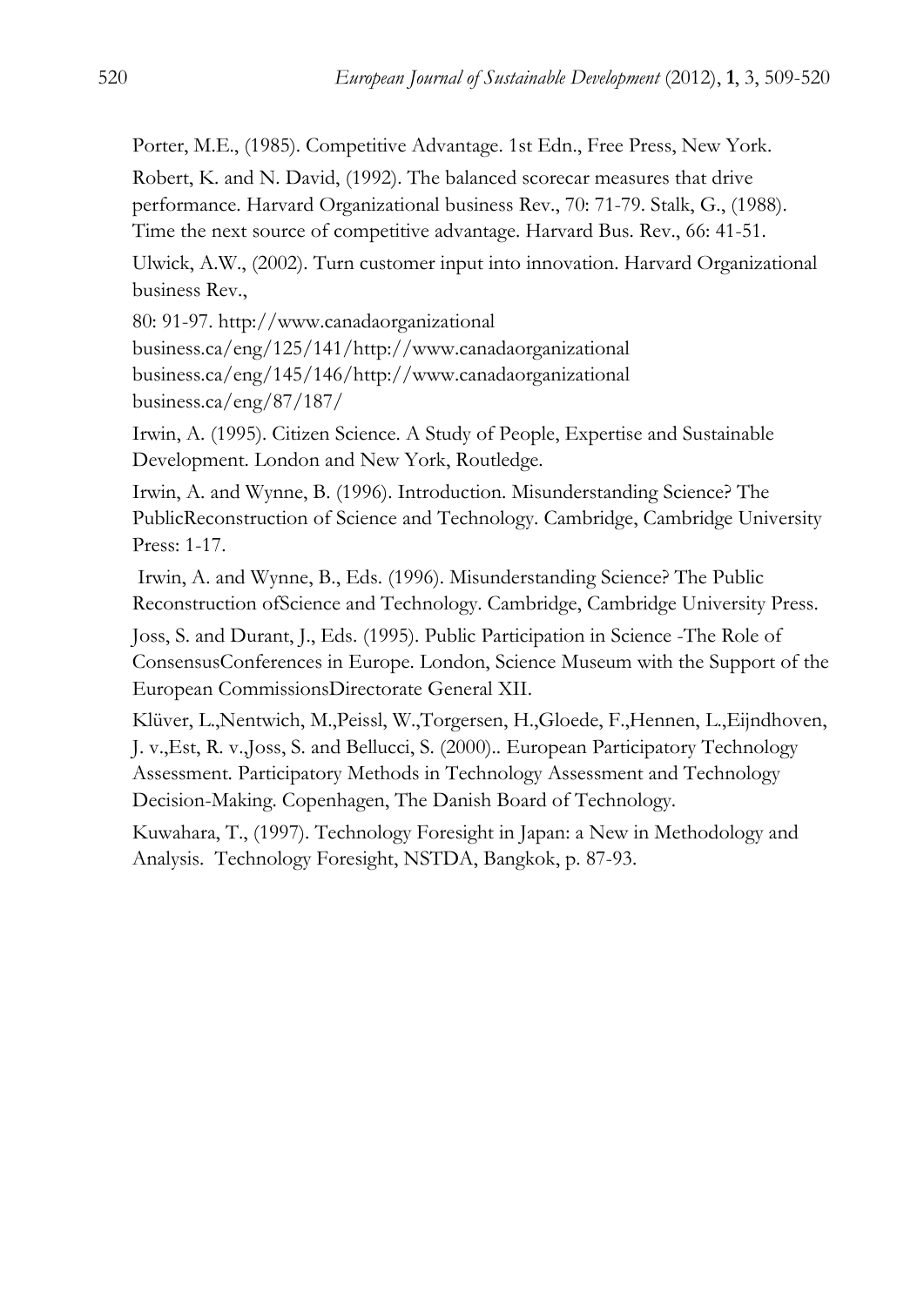Porter, M.E., (1985). Competitive Advantage. 1st Edn., Free Press, New York.

Robert, K. and N. David, (1992). The balanced scorecar measures that drive performance. Harvard Organizational business Rev., 70: 71-79. Stalk, G., (1988). Time the next source of competitive advantage. Harvard Bus. Rev., 66: 41-51.

Ulwick, A.W., (2002). Turn customer input into innovation. Harvard Organizational business Rev.,

80: 91-97. http://www.canadaorganizational business.ca/eng/125/141/http://www.canadaorganizational business.ca/eng/145/146/http://www.canadaorganizational business.ca/eng/87/187/

Irwin, A. (1995). Citizen Science. A Study of People, Expertise and Sustainable Development. London and New York, Routledge.

Irwin, A. and Wynne, B. (1996). Introduction. Misunderstanding Science? The PublicReconstruction of Science and Technology. Cambridge, Cambridge University Press: 1-17.

Irwin, A. and Wynne, B., Eds. (1996). Misunderstanding Science? The Public Reconstruction ofScience and Technology. Cambridge, Cambridge University Press.

Joss, S. and Durant, J., Eds. (1995). Public Participation in Science -The Role of ConsensusConferences in Europe. London, Science Museum with the Support of the European CommissionsDirectorate General XII.

Klüver, L.,Nentwich, M.,Peissl, W.,Torgersen, H.,Gloede, F.,Hennen, L.,Eijndhoven, J. v.,Est, R. v.,Joss, S. and Bellucci, S. (2000).. European Participatory Technology Assessment. Participatory Methods in Technology Assessment and Technology Decision-Making. Copenhagen, The Danish Board of Technology.

Kuwahara, T., (1997). Technology Foresight in Japan: a New in Methodology and Analysis. Technology Foresight, NSTDA, Bangkok, p. 87-93.